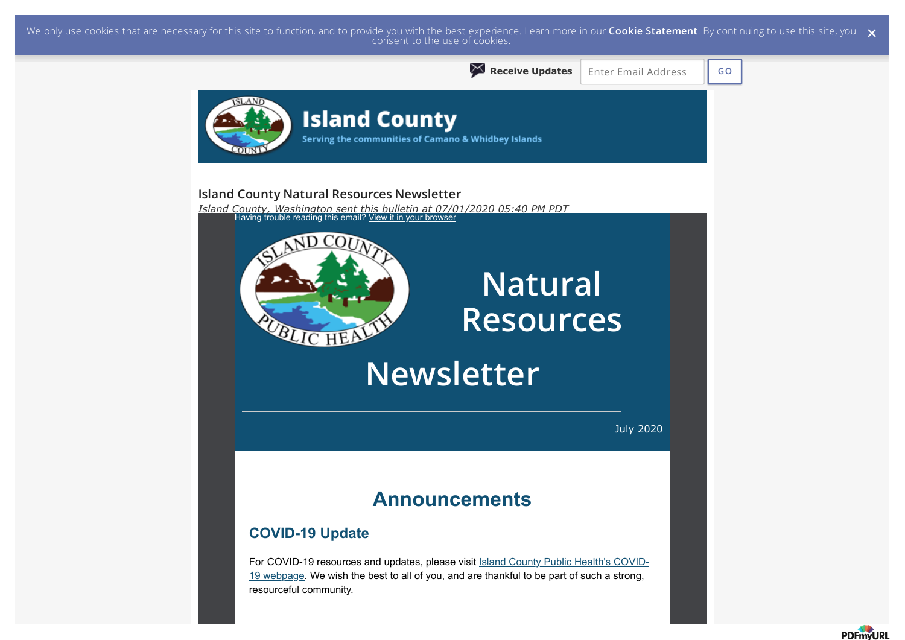We only use cookies that are necessary for this site to function, and to provide you with the best experience. Learn more in our **Cookie Statement**. By continuing to use this site, you consent to the use of cookies.

Receive Updates | Enter Email Address | GO

**Island County**
Serving the communities of Camano & Whidbey Islands

## Island County Natural Resources Newsletter

*Island County, Washington sent this bulletin at 07/01/2020 05:40 PM PDT*

Having trouble reading this email? View it in your browser

# Natural Resources Newsletter

July 2020

## Announcements

### COVID-19 Update

For COVID-19 resources and updates, please visit Island County Public Health's COVID-19 webpage. We wish the best to all of you, and are thankful to be part of such a strong, resourceful community.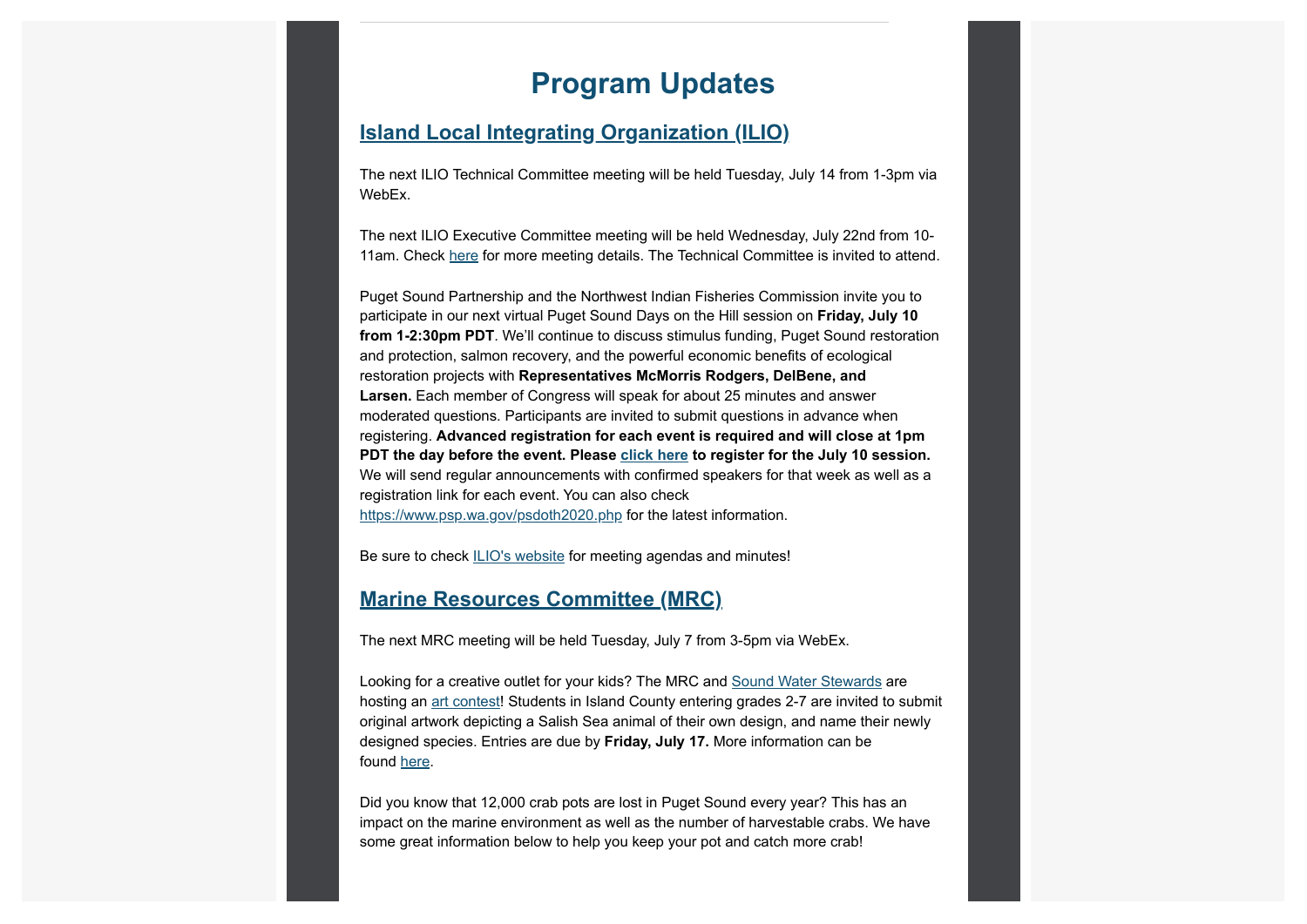# Program Updates

## Island Local Integrating Organization (ILIO)

The next ILIO Technical Committee meeting will be held Tuesday, July 14 from 1-3pm via WebEx.

The next ILIO Executive Committee meeting will be held Wednesday, July 22nd from 10-11am. Check here for more meeting details. The Technical Committee is invited to attend.

Puget Sound Partnership and the Northwest Indian Fisheries Commission invite you to participate in our next virtual Puget Sound Days on the Hill session on **Friday, July 10 from 1-2:30pm PDT**. We'll continue to discuss stimulus funding, Puget Sound restoration and protection, salmon recovery, and the powerful economic benefits of ecological restoration projects with **Representatives McMorris Rodgers, DelBene, and Larsen.** Each member of Congress will speak for about 25 minutes and answer moderated questions. Participants are invited to submit questions in advance when registering. **Advanced registration for each event is required and will close at 1pm PDT the day before the event. Please click here to register for the July 10 session.** We will send regular announcements with confirmed speakers for that week as well as a registration link for each event. You can also check https://www.psp.wa.gov/psdoth2020.php for the latest information.

Be sure to check ILIO's website for meeting agendas and minutes!

## Marine Resources Committee (MRC)

The next MRC meeting will be held Tuesday, July 7 from 3-5pm via WebEx.

Looking for a creative outlet for your kids? The MRC and Sound Water Stewards are hosting an art contest! Students in Island County entering grades 2-7 are invited to submit original artwork depicting a Salish Sea animal of their own design, and name their newly designed species. Entries are due by **Friday, July 17.** More information can be found here.

Did you know that 12,000 crab pots are lost in Puget Sound every year? This has an impact on the marine environment as well as the number of harvestable crabs. We have some great information below to help you keep your pot and catch more crab!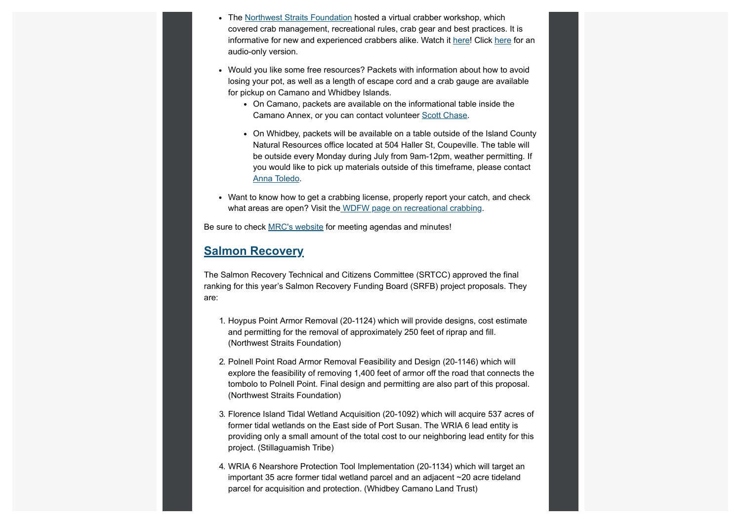- The Northwest Straits Foundation hosted a virtual crabber workshop, which covered crab management, recreational rules, crab gear and best practices. It is informative for new and experienced crabbers alike. Watch it here! Click here for an audio-only version.

- Would you like some free resources? Packets with information about how to avoid losing your pot, as well as a length of escape cord and a crab gauge are available for pickup on Camano and Whidbey Islands.
  - On Camano, packets are available on the informational table inside the Camano Annex, or you can contact volunteer Scott Chase.
  - On Whidbey, packets will be available on a table outside of the Island County Natural Resources office located at 504 Haller St, Coupeville. The table will be outside every Monday during July from 9am-12pm, weather permitting. If you would like to pick up materials outside of this timeframe, please contact Anna Toledo.

- Want to know how to get a crabbing license, properly report your catch, and check what areas are open? Visit the WDFW page on recreational crabbing.

Be sure to check MRC's website for meeting agendas and minutes!

## Salmon Recovery

The Salmon Recovery Technical and Citizens Committee (SRTCC) approved the final ranking for this year's Salmon Recovery Funding Board (SRFB) project proposals. They are:

1. Hoypus Point Armor Removal (20-1124) which will provide designs, cost estimate and permitting for the removal of approximately 250 feet of riprap and fill. (Northwest Straits Foundation)

2. Polnell Point Road Armor Removal Feasibility and Design (20-1146) which will explore the feasibility of removing 1,400 feet of armor off the road that connects the tombolo to Polnell Point. Final design and permitting are also part of this proposal. (Northwest Straits Foundation)

3. Florence Island Tidal Wetland Acquisition (20-1092) which will acquire 537 acres of former tidal wetlands on the East side of Port Susan. The WRIA 6 lead entity is providing only a small amount of the total cost to our neighboring lead entity for this project. (Stillaguamish Tribe)

4. WRIA 6 Nearshore Protection Tool Implementation (20-1134) which will target an important 35 acre former tidal wetland parcel and an adjacent ~20 acre tideland parcel for acquisition and protection. (Whidbey Camano Land Trust)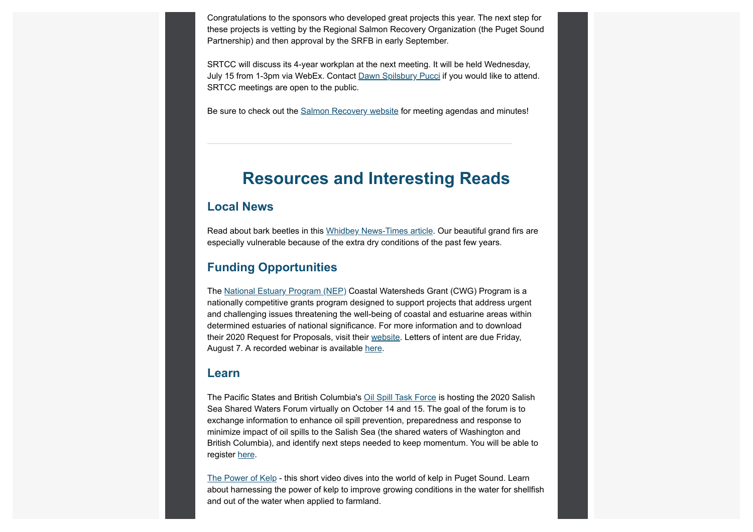Congratulations to the sponsors who developed great projects this year. The next step for these projects is vetting by the Regional Salmon Recovery Organization (the Puget Sound Partnership) and then approval by the SRFB in early September.

SRTCC will discuss its 4-year workplan at the next meeting. It will be held Wednesday, July 15 from 1-3pm via WebEx. Contact Dawn Spilsbury Pucci if you would like to attend. SRTCC meetings are open to the public.

Be sure to check out the Salmon Recovery website for meeting agendas and minutes!

---

# Resources and Interesting Reads

## Local News

Read about bark beetles in this Whidbey News-Times article. Our beautiful grand firs are especially vulnerable because of the extra dry conditions of the past few years.

## Funding Opportunities

The National Estuary Program (NEP) Coastal Watersheds Grant (CWG) Program is a nationally competitive grants program designed to support projects that address urgent and challenging issues threatening the well-being of coastal and estuarine areas within determined estuaries of national significance. For more information and to download their 2020 Request for Proposals, visit their website. Letters of intent are due Friday, August 7. A recorded webinar is available here.

## Learn

The Pacific States and British Columbia's Oil Spill Task Force is hosting the 2020 Salish Sea Shared Waters Forum virtually on October 14 and 15. The goal of the forum is to exchange information to enhance oil spill prevention, preparedness and response to minimize impact of oil spills to the Salish Sea (the shared waters of Washington and British Columbia), and identify next steps needed to keep momentum. You will be able to register here.

The Power of Kelp - this short video dives into the world of kelp in Puget Sound. Learn about harnessing the power of kelp to improve growing conditions in the water for shellfish and out of the water when applied to farmland.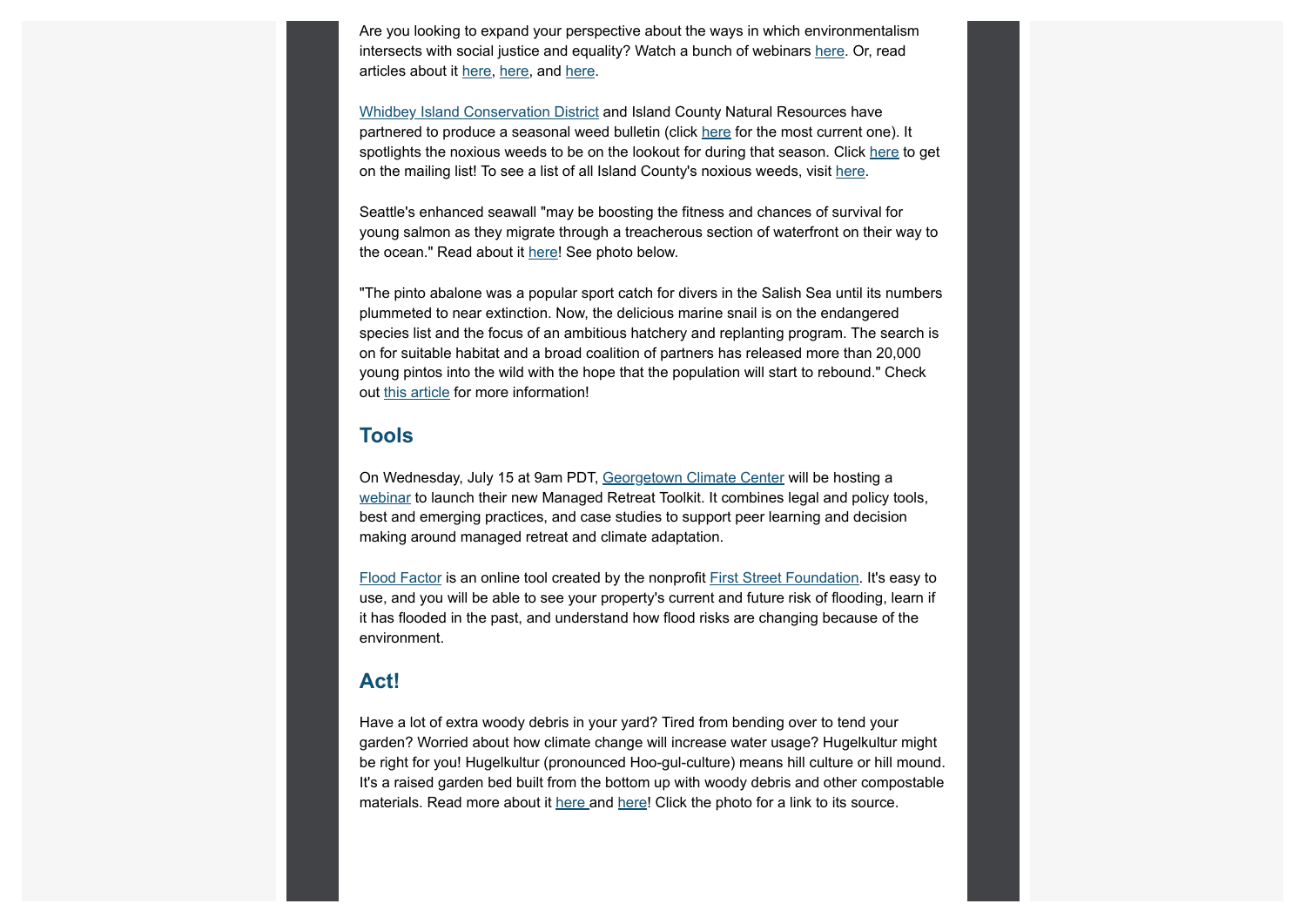Are you looking to expand your perspective about the ways in which environmentalism intersects with social justice and equality? Watch a bunch of webinars here. Or, read articles about it here, here, and here.

Whidbey Island Conservation District and Island County Natural Resources have partnered to produce a seasonal weed bulletin (click here for the most current one). It spotlights the noxious weeds to be on the lookout for during that season. Click here to get on the mailing list! To see a list of all Island County's noxious weeds, visit here.

Seattle's enhanced seawall "may be boosting the fitness and chances of survival for young salmon as they migrate through a treacherous section of waterfront on their way to the ocean." Read about it here! See photo below.

"The pinto abalone was a popular sport catch for divers in the Salish Sea until its numbers plummeted to near extinction. Now, the delicious marine snail is on the endangered species list and the focus of an ambitious hatchery and replanting program. The search is on for suitable habitat and a broad coalition of partners has released more than 20,000 young pintos into the wild with the hope that the population will start to rebound." Check out this article for more information!

## Tools

On Wednesday, July 15 at 9am PDT, Georgetown Climate Center will be hosting a webinar to launch their new Managed Retreat Toolkit. It combines legal and policy tools, best and emerging practices, and case studies to support peer learning and decision making around managed retreat and climate adaptation.

Flood Factor is an online tool created by the nonprofit First Street Foundation. It's easy to use, and you will be able to see your property's current and future risk of flooding, learn if it has flooded in the past, and understand how flood risks are changing because of the environment.

## Act!

Have a lot of extra woody debris in your yard? Tired from bending over to tend your garden? Worried about how climate change will increase water usage? Hugelkultur might be right for you! Hugelkultur (pronounced Hoo-gul-culture) means hill culture or hill mound. It's a raised garden bed built from the bottom up with woody debris and other compostable materials. Read more about it here and here! Click the photo for a link to its source.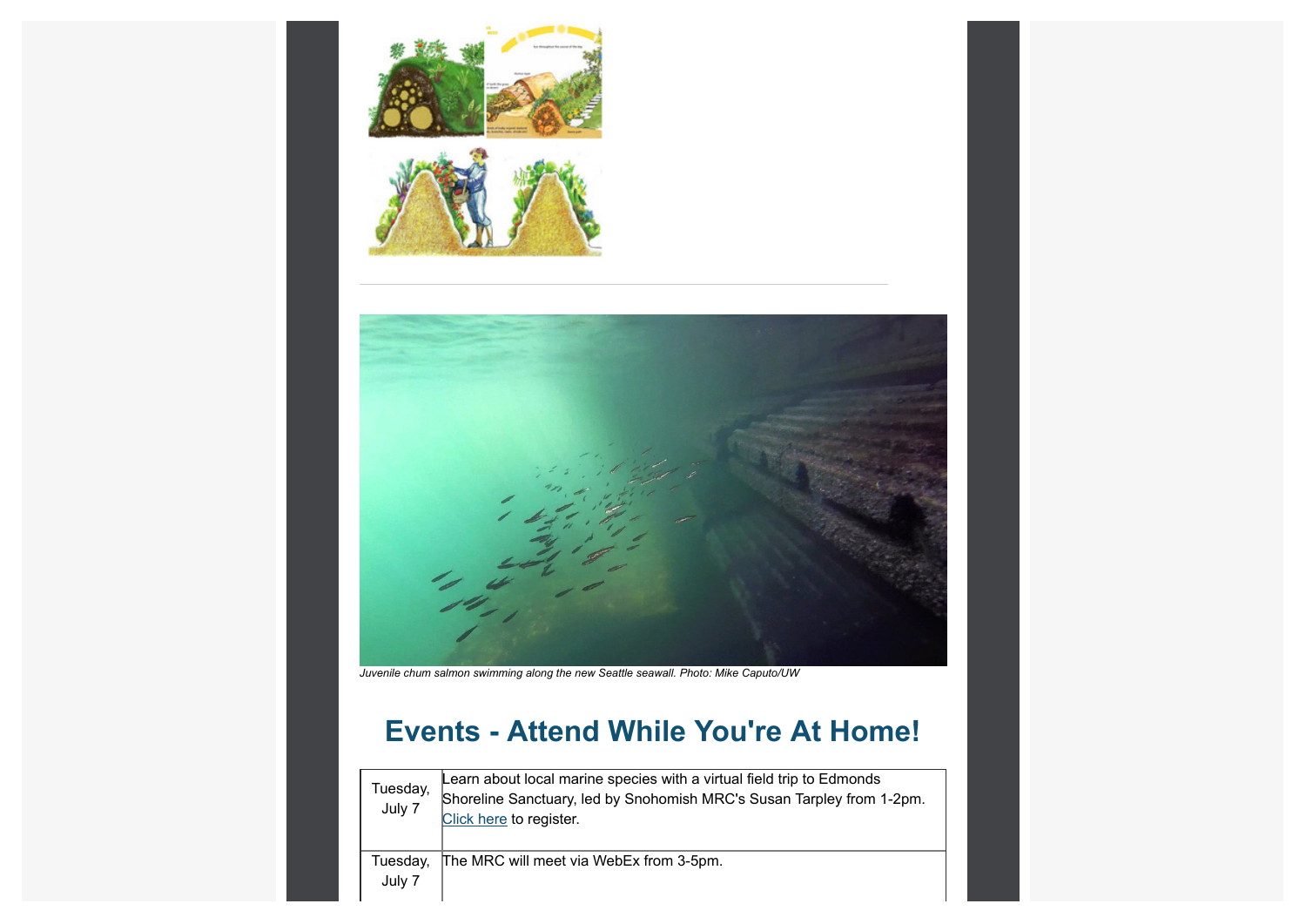*Juvenile chum salmon swimming along the new Seattle seawall. Photo: Mike Caputo/UW*

## Events - Attend While You're At Home!

| | |
|---|---|
| Tuesday, July 7 | Learn about local marine species with a virtual field trip to Edmonds Shoreline Sanctuary, led by Snohomish MRC's Susan Tarpley from 1-2pm. Click here to register. |
| Tuesday, July 7 | The MRC will meet via WebEx from 3-5pm. |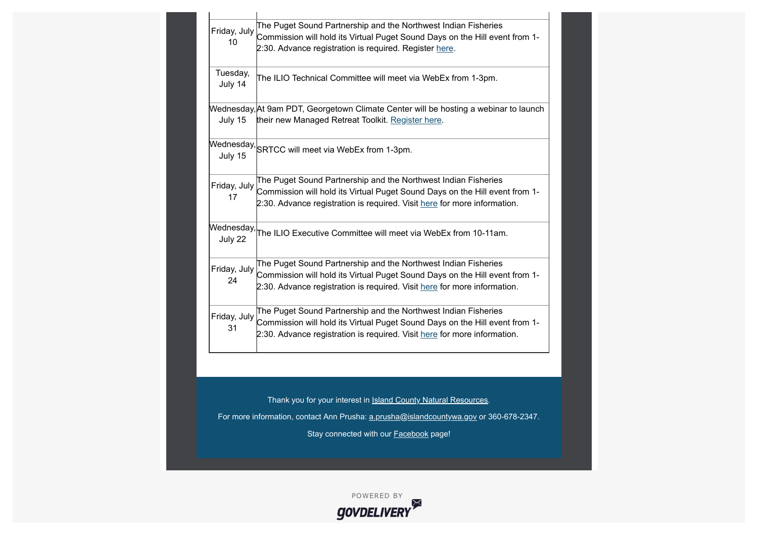| | |
|---|---|
| Friday, July 10 | The Puget Sound Partnership and the Northwest Indian Fisheries Commission will hold its Virtual Puget Sound Days on the Hill event from 1-2:30. Advance registration is required. Register here. |
| Tuesday, July 14 | The ILIO Technical Committee will meet via WebEx from 1-3pm. |
| Wednesday, July 15 | At 9am PDT, Georgetown Climate Center will be hosting a webinar to launch their new Managed Retreat Toolkit. Register here. |
| Wednesday, July 15 | SRTCC will meet via WebEx from 1-3pm. |
| Friday, July 17 | The Puget Sound Partnership and the Northwest Indian Fisheries Commission will hold its Virtual Puget Sound Days on the Hill event from 1-2:30. Advance registration is required. Visit here for more information. |
| Wednesday, July 22 | The ILIO Executive Committee will meet via WebEx from 10-11am. |
| Friday, July 24 | The Puget Sound Partnership and the Northwest Indian Fisheries Commission will hold its Virtual Puget Sound Days on the Hill event from 1-2:30. Advance registration is required. Visit here for more information. |
| Friday, July 31 | The Puget Sound Partnership and the Northwest Indian Fisheries Commission will hold its Virtual Puget Sound Days on the Hill event from 1-2:30. Advance registration is required. Visit here for more information. |

Thank you for your interest in Island County Natural Resources.

For more information, contact Ann Prusha: a.prusha@islandcountywa.gov or 360-678-2347.

Stay connected with our Facebook page!

POWERED BY GOVDELIVERY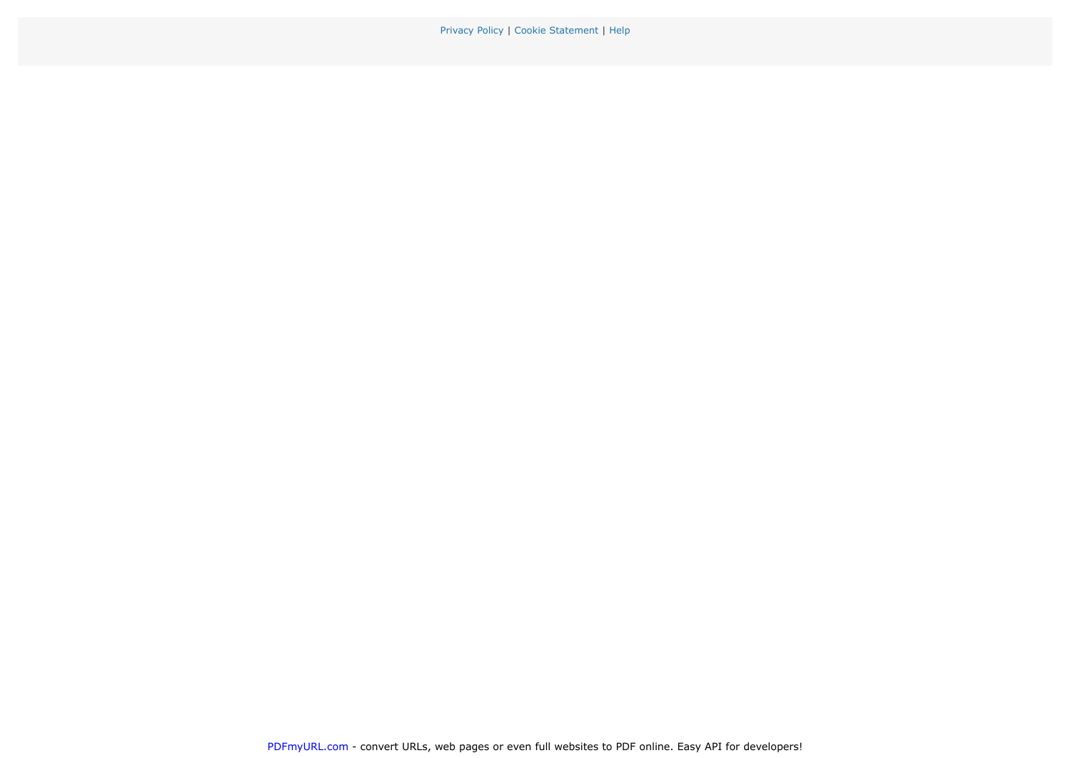Privacy Policy | Cookie Statement | Help

PDFmyURL.com - convert URLs, web pages or even full websites to PDF online. Easy API for developers!